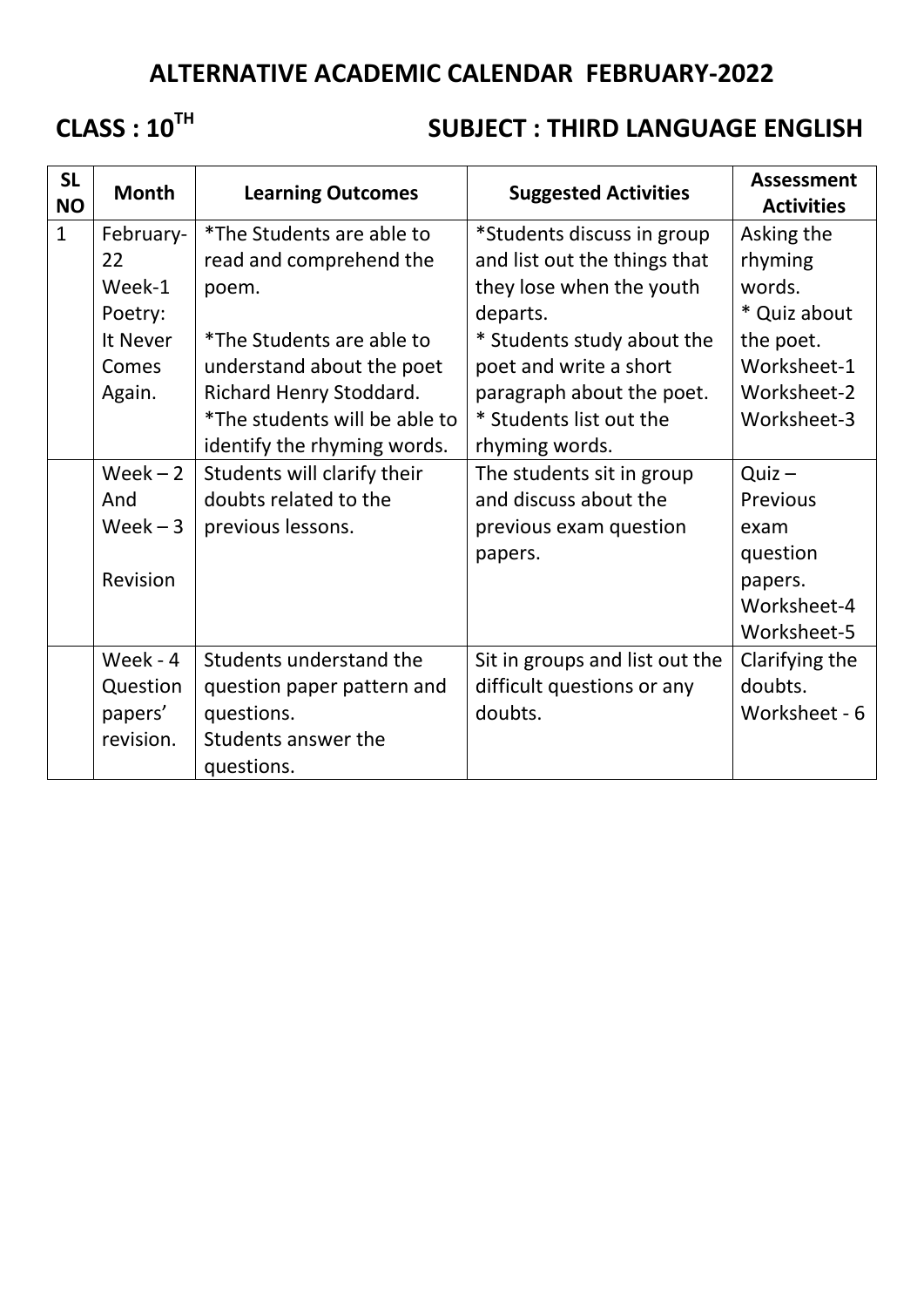# ALTERNATIVE ACADEMIC CALENDAR FEBRUARY-2022

## CLASS : 10TH SUBJECT : THIRD LANGUAGE ENGLISH

| SL NO | Month | Learning Outcomes | Suggested Activities | Assessment Activities |
|---|---|---|---|---|
| 1 | February-22 Week-1 Poetry: It Never Comes Again. | *The Students are able to read and comprehend the poem.<br><br>*The Students are able to understand about the poet Richard Henry Stoddard.<br>*The students will be able to identify the rhyming words. | *Students discuss in group and list out the things that they lose when the youth departs.<br>* Students study about the poet and write a short paragraph about the poet.<br>* Students list out the rhyming words. | Asking the rhyming words.<br>* Quiz about the poet.<br>Worksheet-1<br>Worksheet-2<br>Worksheet-3 |
| | Week – 2 And Week – 3<br><br>Revision | Students will clarify their doubts related to the previous lessons. | The students sit in group and discuss about the previous exam question papers. | Quiz – Previous exam question papers.<br>Worksheet-4<br>Worksheet-5 |
| | Week - 4 Question papers' revision. | Students understand the question paper pattern and questions.<br>Students answer the questions. | Sit in groups and list out the difficult questions or any doubts. | Clarifying the doubts.<br>Worksheet - 6 |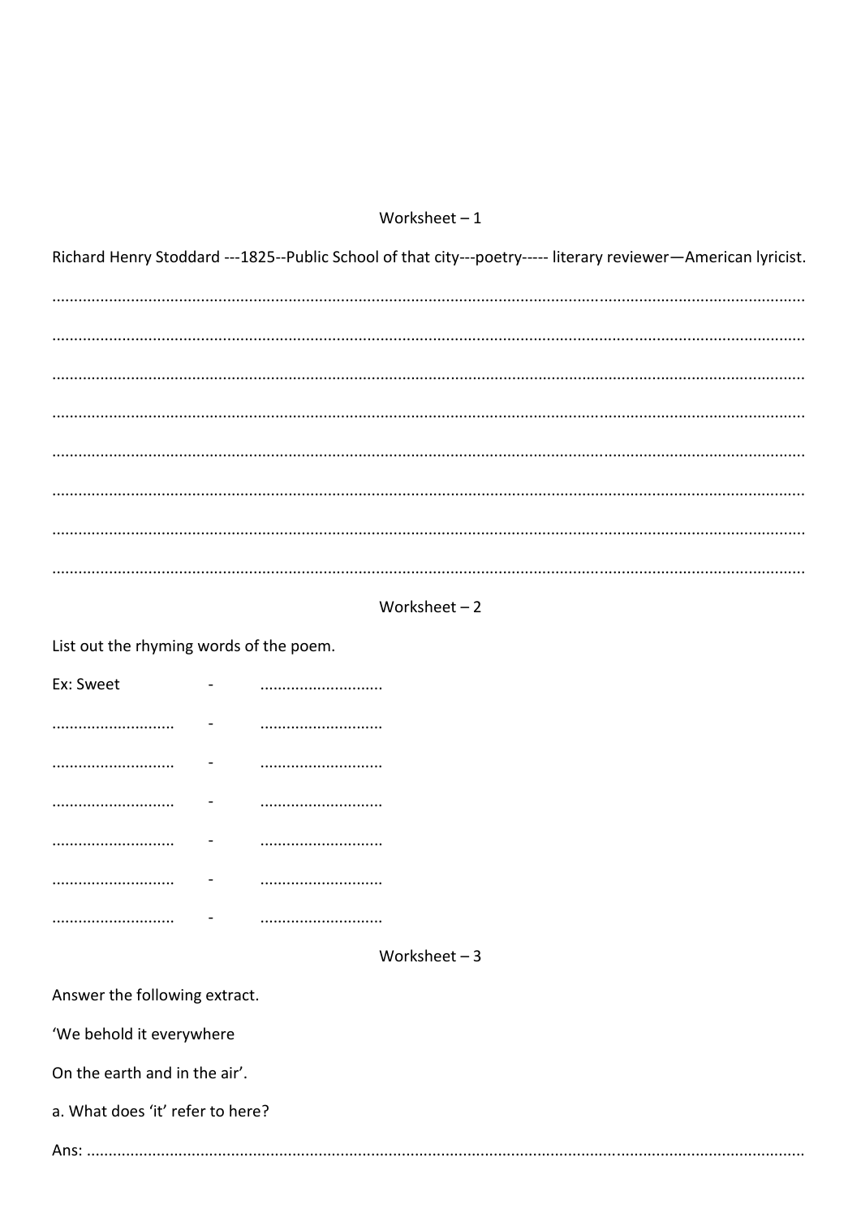## Worksheet – 1

Richard Henry Stoddard ---1825--Public School of that city---poetry----- literary reviewer—American lyricist.

.............................................................................................................................................................

.............................................................................................................................................................

.............................................................................................................................................................

.............................................................................................................................................................

.............................................................................................................................................................

.............................................................................................................................................................

.............................................................................................................................................................

.............................................................................................................................................................

## Worksheet – 2

List out the rhyming words of the poem.

Ex: Sweet - ............................

............................ - ............................

............................ - ............................

............................ - ............................

............................ - ............................

............................ - ............................

............................ - ............................

## Worksheet – 3

Answer the following extract.

'We behold it everywhere

On the earth and in the air'.

a. What does 'it' refer to here?

Ans: .....................................................................................................................................................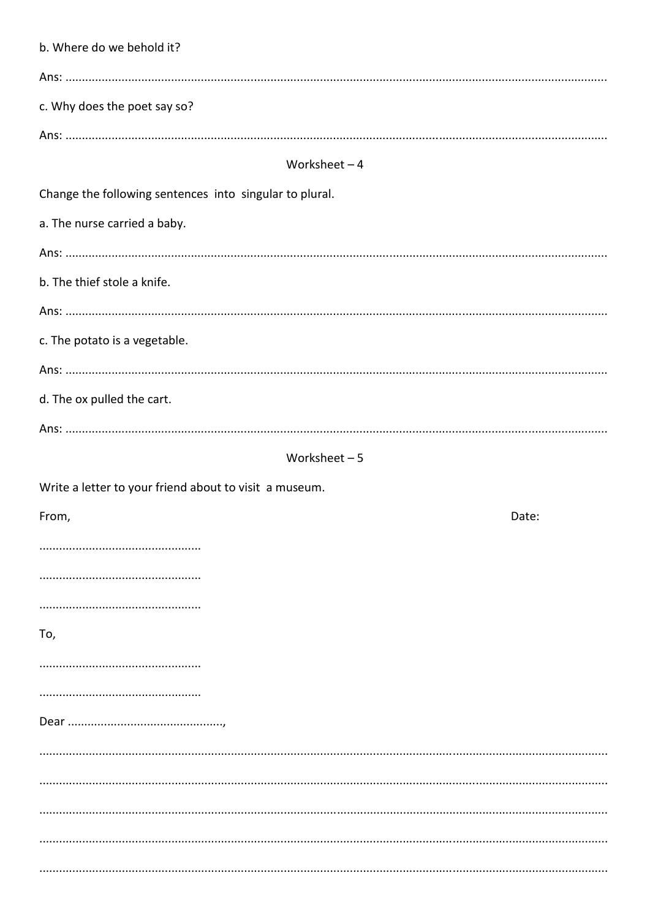b. Where do we behold it?

Ans: ...................................................................................................................................................

c. Why does the poet say so?

Ans: ...................................................................................................................................................

## Worksheet – 4

Change the following sentences into singular to plural.

a. The nurse carried a baby.

Ans: ...................................................................................................................................................

b. The thief stole a knife.

Ans: ...................................................................................................................................................

c. The potato is a vegetable.

Ans: ...................................................................................................................................................

d. The ox pulled the cart.

Ans: ...................................................................................................................................................

## Worksheet – 5

Write a letter to your friend about to visit a museum.

From, Date:

................................................

................................................

................................................

To,

................................................

................................................

Dear ...............................................,

.........................................................................................................................................................

.........................................................................................................................................................

.........................................................................................................................................................

.........................................................................................................................................................

.........................................................................................................................................................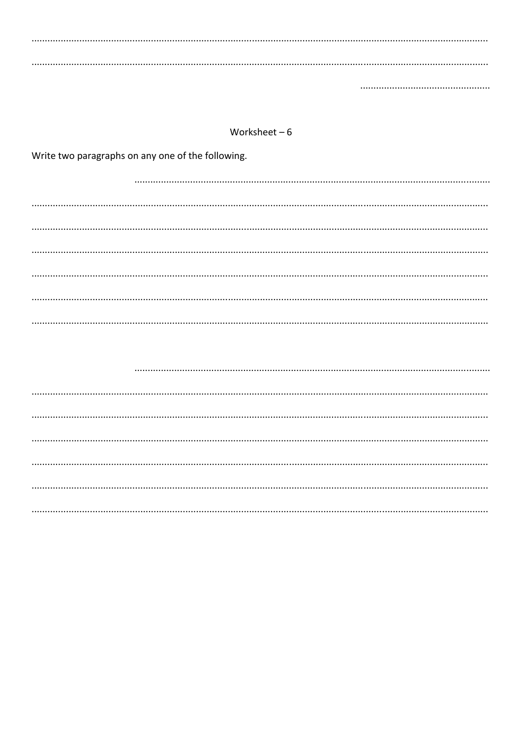...........................................................................................................................................................................

...........................................................................................................................................................................

................................................

Worksheet – 6

Write two paragraphs on any one of the following.

...........................................................................................................................................

...........................................................................................................................................................................

...........................................................................................................................................................................

...........................................................................................................................................................................

...........................................................................................................................................................................

...........................................................................................................................................................................

...........................................................................................................................................................................

...........................................................................................................................................

...........................................................................................................................................................................

...........................................................................................................................................................................

...........................................................................................................................................................................

...........................................................................................................................................................................

...........................................................................................................................................................................

...........................................................................................................................................................................